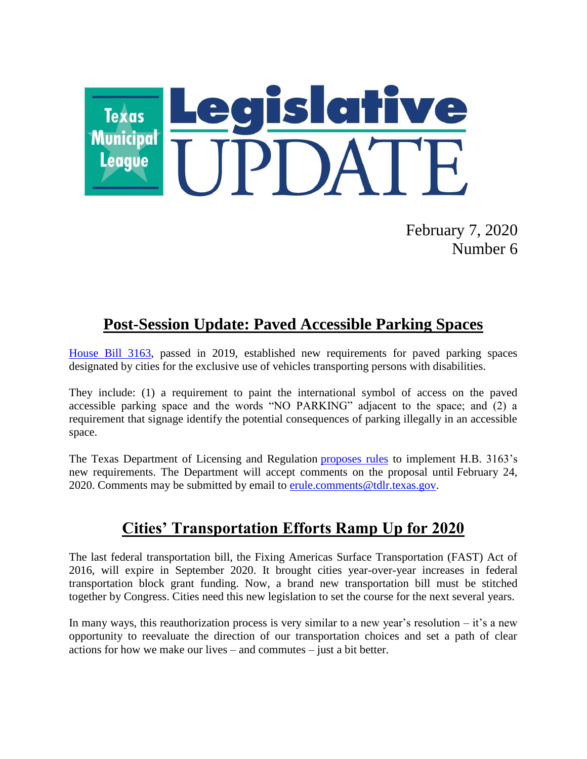# Texas Municipal League Legislative UPDATE

February 7, 2020
Number 6

## Post-Session Update: Paved Accessible Parking Spaces

House Bill 3163, passed in 2019, established new requirements for paved parking spaces designated by cities for the exclusive use of vehicles transporting persons with disabilities.

They include: (1) a requirement to paint the international symbol of access on the paved accessible parking space and the words "NO PARKING" adjacent to the space; and (2) a requirement that signage identify the potential consequences of parking illegally in an accessible space.

The Texas Department of Licensing and Regulation proposes rules to implement H.B. 3163's new requirements. The Department will accept comments on the proposal until February 24, 2020. Comments may be submitted by email to erule.comments@tdlr.texas.gov.

## Cities' Transportation Efforts Ramp Up for 2020

The last federal transportation bill, the Fixing Americas Surface Transportation (FAST) Act of 2016, will expire in September 2020. It brought cities year-over-year increases in federal transportation block grant funding. Now, a brand new transportation bill must be stitched together by Congress. Cities need this new legislation to set the course for the next several years.

In many ways, this reauthorization process is very similar to a new year's resolution – it's a new opportunity to reevaluate the direction of our transportation choices and set a path of clear actions for how we make our lives – and commutes – just a bit better.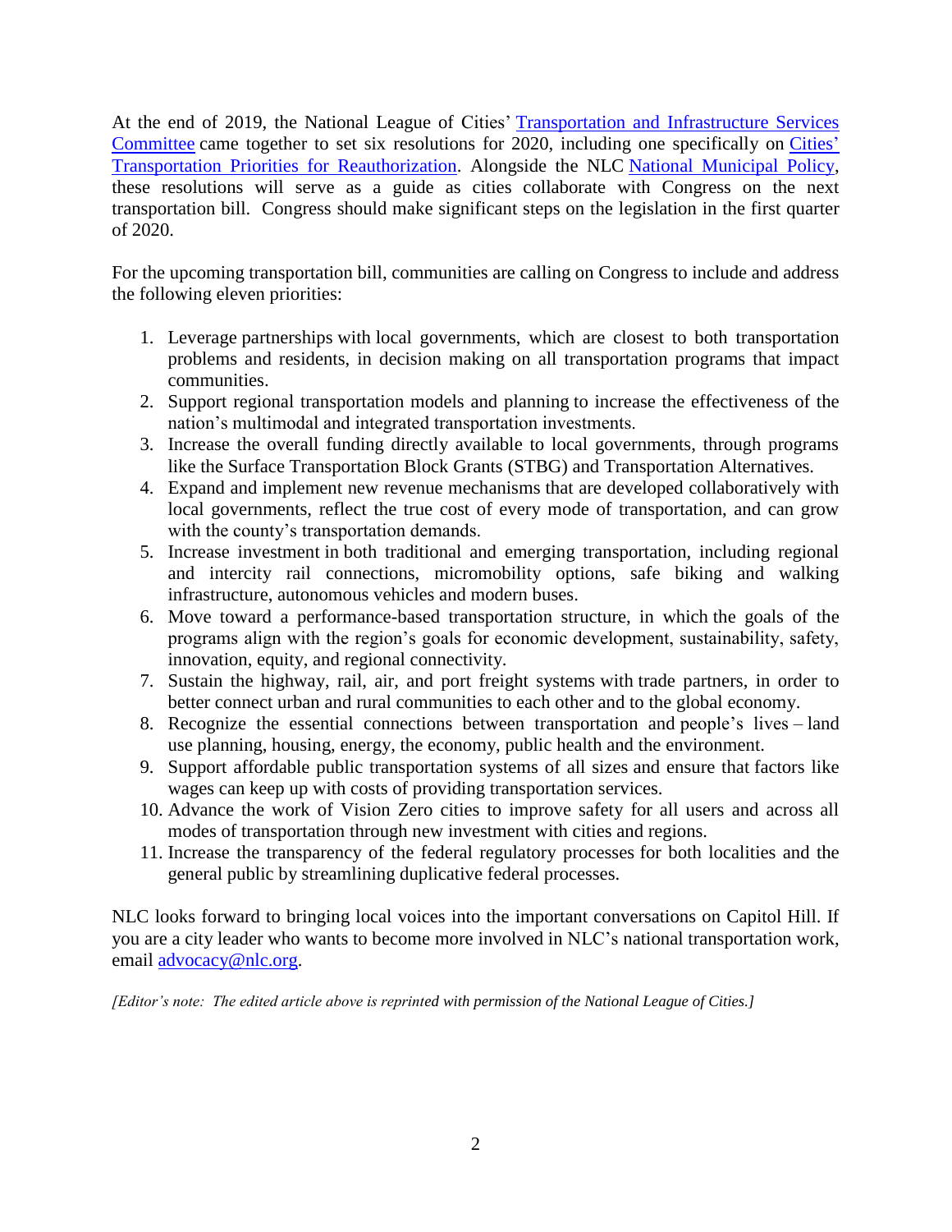At the end of 2019, the National League of Cities' [Transportation and Infrastructure Services Committee] came together to set six resolutions for 2020, including one specifically on [Cities' Transportation Priorities for Reauthorization]. Alongside the NLC [National Municipal Policy], these resolutions will serve as a guide as cities collaborate with Congress on the next transportation bill. Congress should make significant steps on the legislation in the first quarter of 2020.

For the upcoming transportation bill, communities are calling on Congress to include and address the following eleven priorities:

1. Leverage partnerships with local governments, which are closest to both transportation problems and residents, in decision making on all transportation programs that impact communities.
2. Support regional transportation models and planning to increase the effectiveness of the nation's multimodal and integrated transportation investments.
3. Increase the overall funding directly available to local governments, through programs like the Surface Transportation Block Grants (STBG) and Transportation Alternatives.
4. Expand and implement new revenue mechanisms that are developed collaboratively with local governments, reflect the true cost of every mode of transportation, and can grow with the county's transportation demands.
5. Increase investment in both traditional and emerging transportation, including regional and intercity rail connections, micromobility options, safe biking and walking infrastructure, autonomous vehicles and modern buses.
6. Move toward a performance-based transportation structure, in which the goals of the programs align with the region's goals for economic development, sustainability, safety, innovation, equity, and regional connectivity.
7. Sustain the highway, rail, air, and port freight systems with trade partners, in order to better connect urban and rural communities to each other and to the global economy.
8. Recognize the essential connections between transportation and people's lives – land use planning, housing, energy, the economy, public health and the environment.
9. Support affordable public transportation systems of all sizes and ensure that factors like wages can keep up with costs of providing transportation services.
10. Advance the work of Vision Zero cities to improve safety for all users and across all modes of transportation through new investment with cities and regions.
11. Increase the transparency of the federal regulatory processes for both localities and the general public by streamlining duplicative federal processes.

NLC looks forward to bringing local voices into the important conversations on Capitol Hill. If you are a city leader who wants to become more involved in NLC's national transportation work, email advocacy@nlc.org.

*[Editor's note: The edited article above is reprinted with permission of the National League of Cities.]*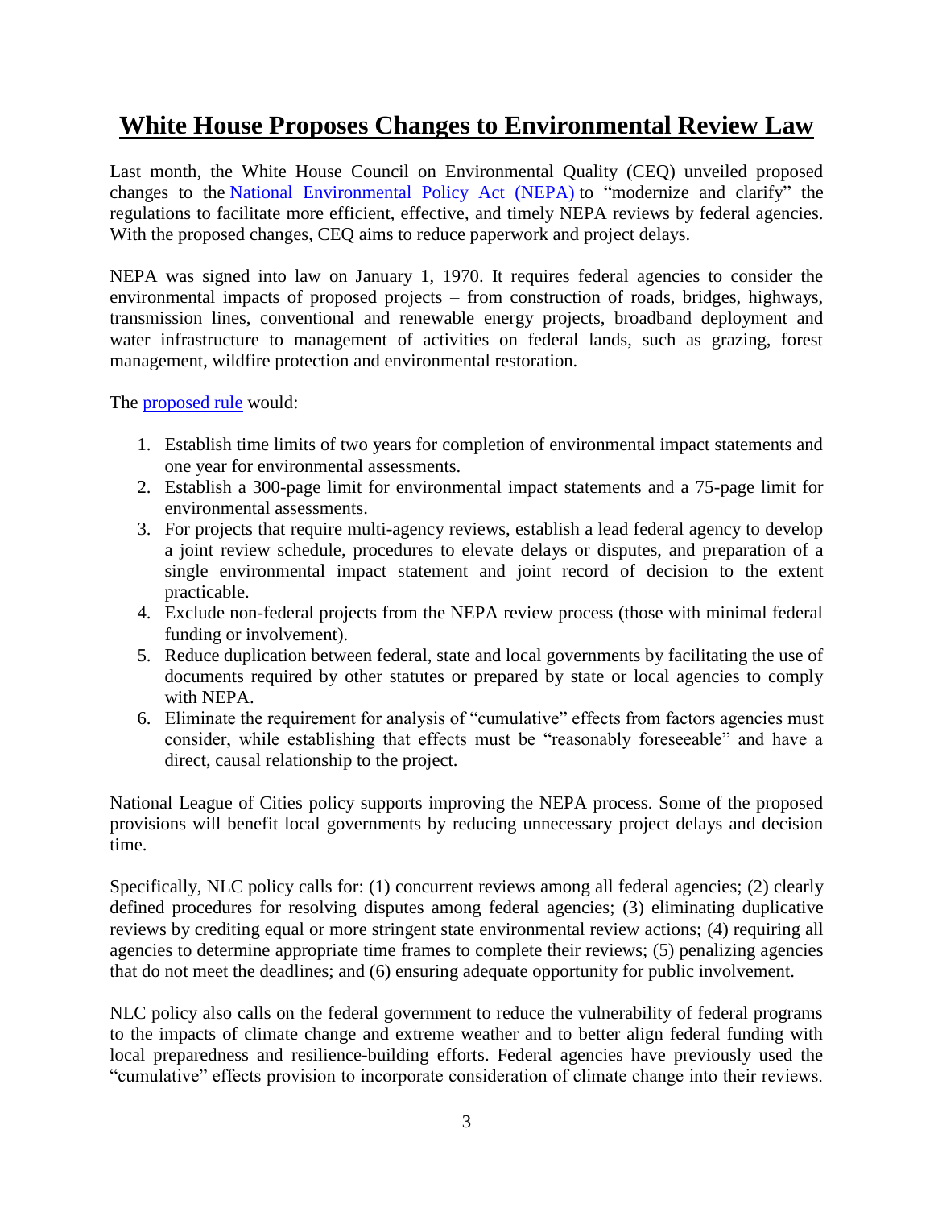# White House Proposes Changes to Environmental Review Law

Last month, the White House Council on Environmental Quality (CEQ) unveiled proposed changes to the [National Environmental Policy Act (NEPA)](#) to "modernize and clarify" the regulations to facilitate more efficient, effective, and timely NEPA reviews by federal agencies. With the proposed changes, CEQ aims to reduce paperwork and project delays.

NEPA was signed into law on January 1, 1970. It requires federal agencies to consider the environmental impacts of proposed projects – from construction of roads, bridges, highways, transmission lines, conventional and renewable energy projects, broadband deployment and water infrastructure to management of activities on federal lands, such as grazing, forest management, wildfire protection and environmental restoration.

The [proposed rule](#) would:

1. Establish time limits of two years for completion of environmental impact statements and one year for environmental assessments.
2. Establish a 300-page limit for environmental impact statements and a 75-page limit for environmental assessments.
3. For projects that require multi-agency reviews, establish a lead federal agency to develop a joint review schedule, procedures to elevate delays or disputes, and preparation of a single environmental impact statement and joint record of decision to the extent practicable.
4. Exclude non-federal projects from the NEPA review process (those with minimal federal funding or involvement).
5. Reduce duplication between federal, state and local governments by facilitating the use of documents required by other statutes or prepared by state or local agencies to comply with NEPA.
6. Eliminate the requirement for analysis of "cumulative" effects from factors agencies must consider, while establishing that effects must be "reasonably foreseeable" and have a direct, causal relationship to the project.

National League of Cities policy supports improving the NEPA process. Some of the proposed provisions will benefit local governments by reducing unnecessary project delays and decision time.

Specifically, NLC policy calls for: (1) concurrent reviews among all federal agencies; (2) clearly defined procedures for resolving disputes among federal agencies; (3) eliminating duplicative reviews by crediting equal or more stringent state environmental review actions; (4) requiring all agencies to determine appropriate time frames to complete their reviews; (5) penalizing agencies that do not meet the deadlines; and (6) ensuring adequate opportunity for public involvement.

NLC policy also calls on the federal government to reduce the vulnerability of federal programs to the impacts of climate change and extreme weather and to better align federal funding with local preparedness and resilience-building efforts. Federal agencies have previously used the "cumulative" effects provision to incorporate consideration of climate change into their reviews.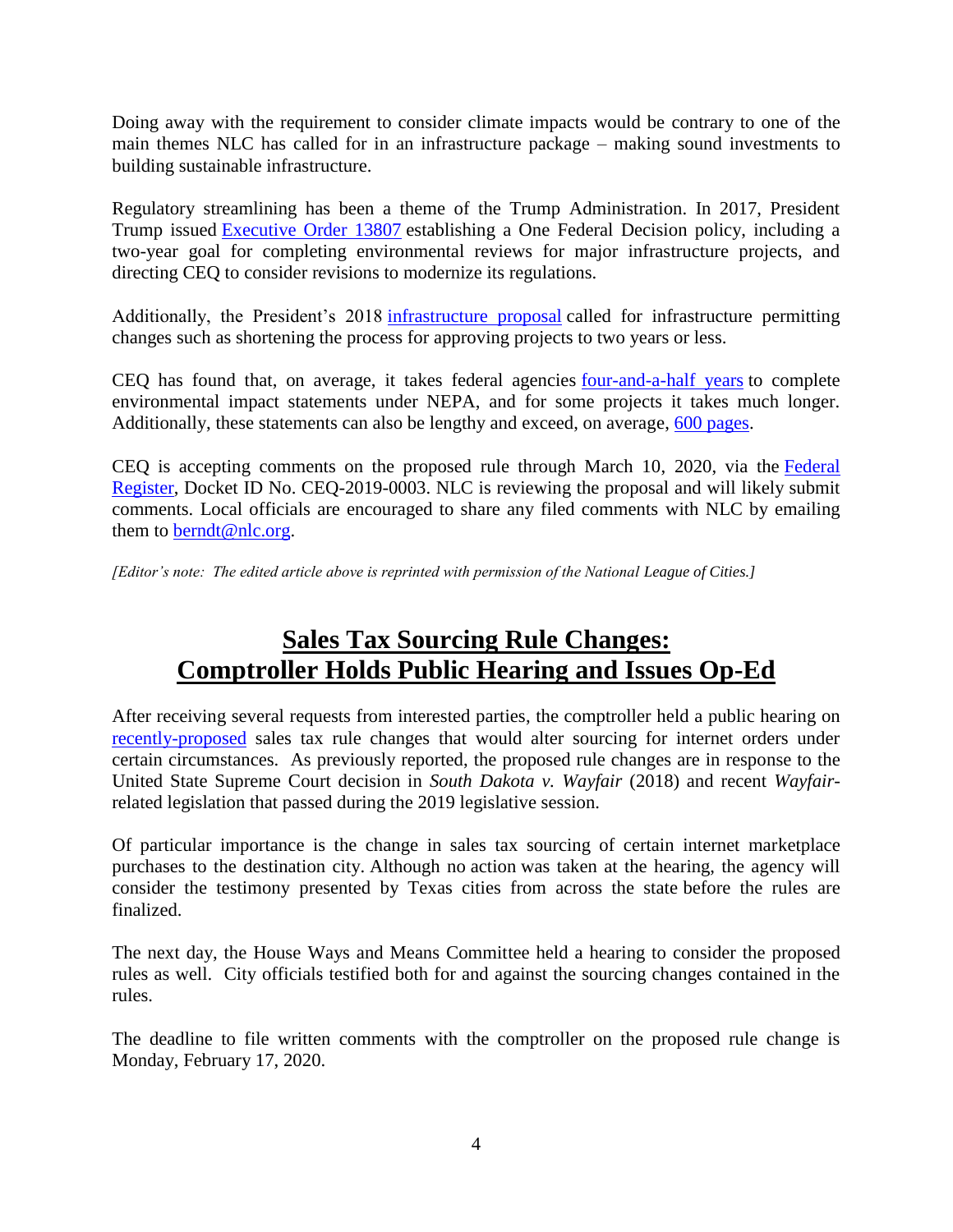Doing away with the requirement to consider climate impacts would be contrary to one of the main themes NLC has called for in an infrastructure package – making sound investments to building sustainable infrastructure.

Regulatory streamlining has been a theme of the Trump Administration. In 2017, President Trump issued Executive Order 13807 establishing a One Federal Decision policy, including a two-year goal for completing environmental reviews for major infrastructure projects, and directing CEQ to consider revisions to modernize its regulations.

Additionally, the President's 2018 infrastructure proposal called for infrastructure permitting changes such as shortening the process for approving projects to two years or less.

CEQ has found that, on average, it takes federal agencies four-and-a-half years to complete environmental impact statements under NEPA, and for some projects it takes much longer. Additionally, these statements can also be lengthy and exceed, on average, 600 pages.

CEQ is accepting comments on the proposed rule through March 10, 2020, via the Federal Register, Docket ID No. CEQ-2019-0003. NLC is reviewing the proposal and will likely submit comments. Local officials are encouraged to share any filed comments with NLC by emailing them to berndt@nlc.org.

*[Editor's note: The edited article above is reprinted with permission of the National League of Cities.]*

## **Sales Tax Sourcing Rule Changes: Comptroller Holds Public Hearing and Issues Op-Ed**

After receiving several requests from interested parties, the comptroller held a public hearing on recently-proposed sales tax rule changes that would alter sourcing for internet orders under certain circumstances. As previously reported, the proposed rule changes are in response to the United State Supreme Court decision in *South Dakota v. Wayfair* (2018) and recent *Wayfair*-related legislation that passed during the 2019 legislative session.

Of particular importance is the change in sales tax sourcing of certain internet marketplace purchases to the destination city. Although no action was taken at the hearing, the agency will consider the testimony presented by Texas cities from across the state before the rules are finalized.

The next day, the House Ways and Means Committee held a hearing to consider the proposed rules as well. City officials testified both for and against the sourcing changes contained in the rules.

The deadline to file written comments with the comptroller on the proposed rule change is Monday, February 17, 2020.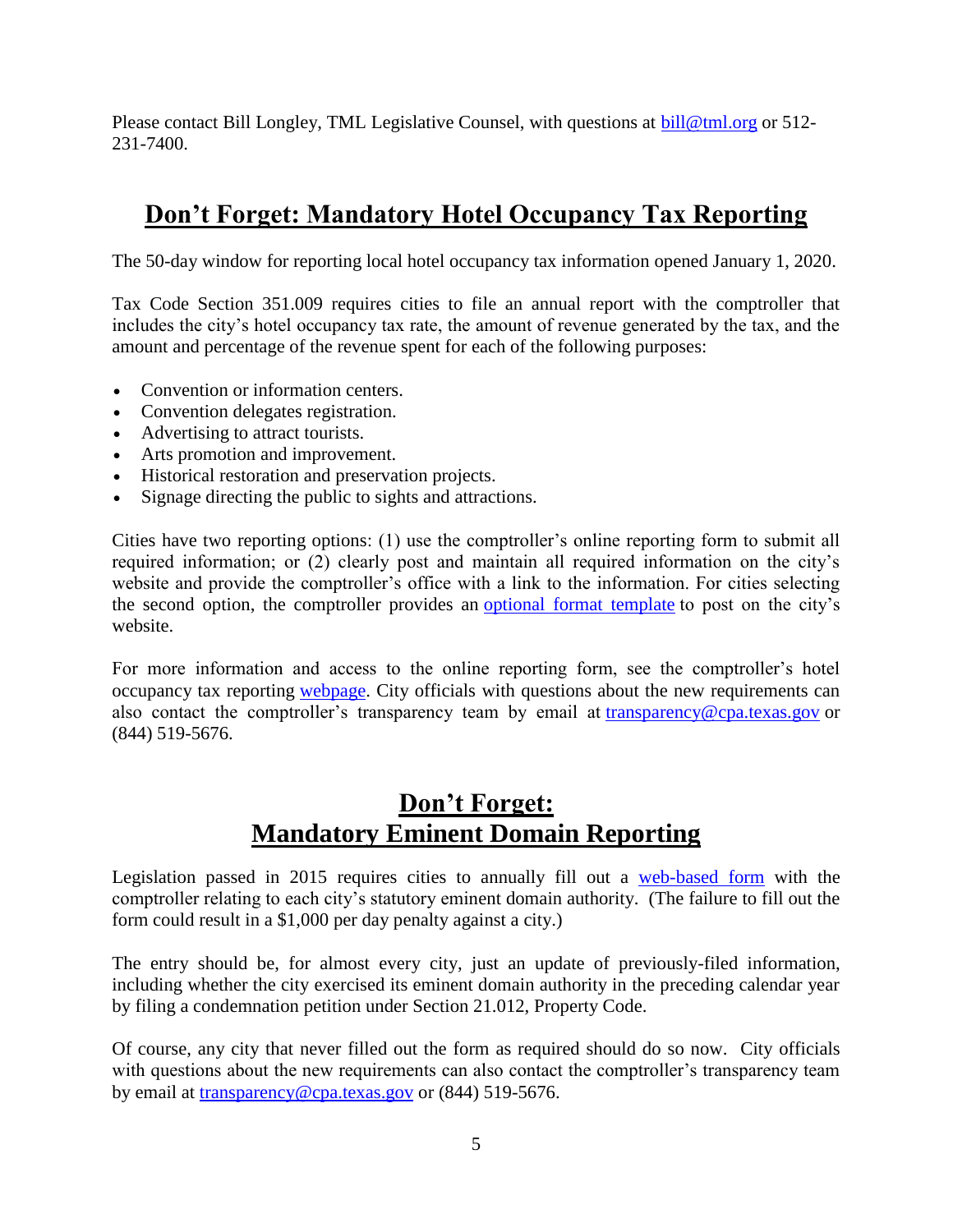Please contact Bill Longley, TML Legislative Counsel, with questions at bill@tml.org or 512-231-7400.

## Don't Forget: Mandatory Hotel Occupancy Tax Reporting

The 50-day window for reporting local hotel occupancy tax information opened January 1, 2020.

Tax Code Section 351.009 requires cities to file an annual report with the comptroller that includes the city's hotel occupancy tax rate, the amount of revenue generated by the tax, and the amount and percentage of the revenue spent for each of the following purposes:

- Convention or information centers.
- Convention delegates registration.
- Advertising to attract tourists.
- Arts promotion and improvement.
- Historical restoration and preservation projects.
- Signage directing the public to sights and attractions.

Cities have two reporting options: (1) use the comptroller's online reporting form to submit all required information; or (2) clearly post and maintain all required information on the city's website and provide the comptroller's office with a link to the information. For cities selecting the second option, the comptroller provides an optional format template to post on the city's website.

For more information and access to the online reporting form, see the comptroller's hotel occupancy tax reporting webpage. City officials with questions about the new requirements can also contact the comptroller's transparency team by email at transparency@cpa.texas.gov or (844) 519-5676.

## Don't Forget: Mandatory Eminent Domain Reporting

Legislation passed in 2015 requires cities to annually fill out a web-based form with the comptroller relating to each city's statutory eminent domain authority. (The failure to fill out the form could result in a $1,000 per day penalty against a city.)

The entry should be, for almost every city, just an update of previously-filed information, including whether the city exercised its eminent domain authority in the preceding calendar year by filing a condemnation petition under Section 21.012, Property Code.

Of course, any city that never filled out the form as required should do so now. City officials with questions about the new requirements can also contact the comptroller's transparency team by email at transparency@cpa.texas.gov or (844) 519-5676.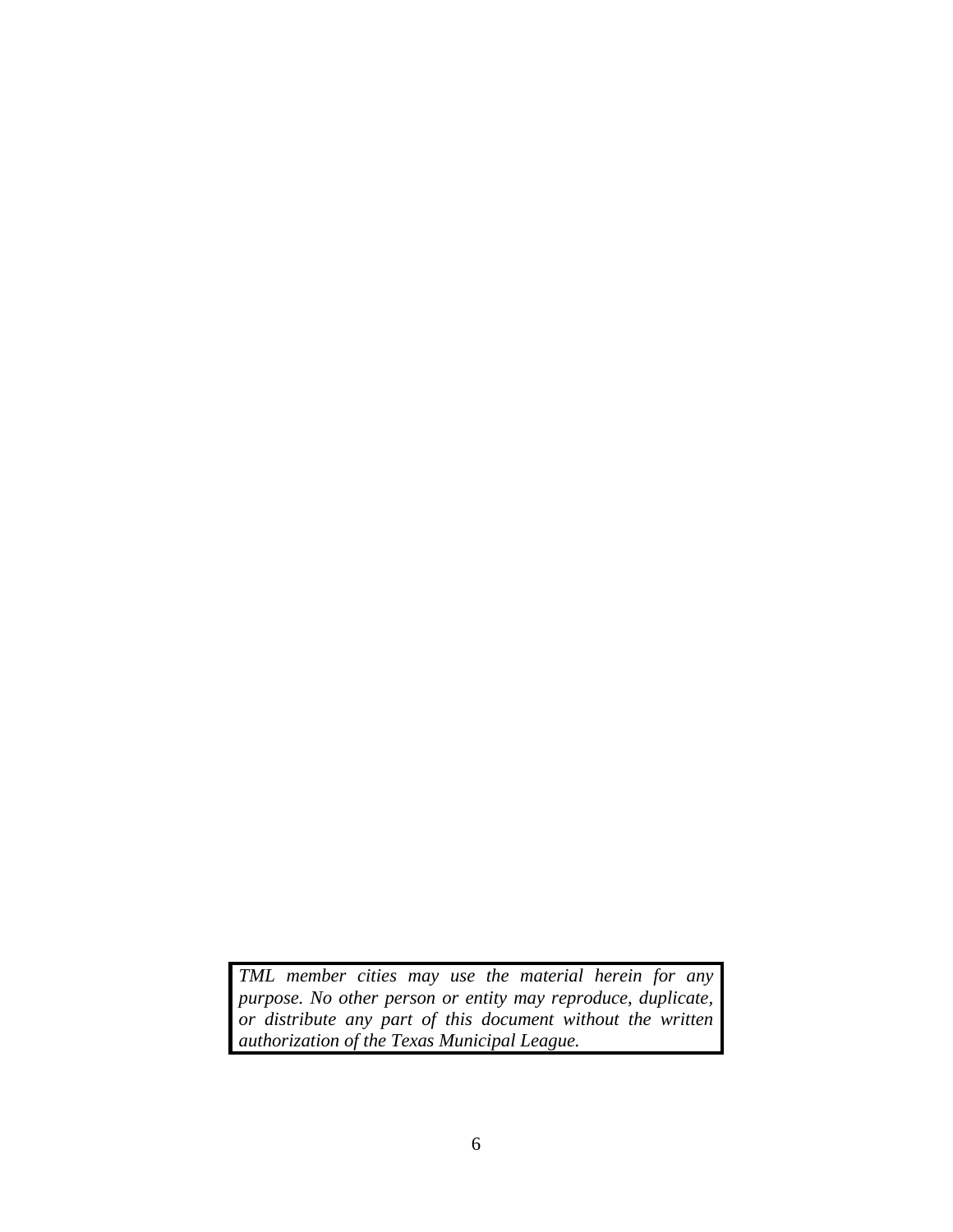*TML member cities may use the material herein for any purpose. No other person or entity may reproduce, duplicate, or distribute any part of this document without the written authorization of the Texas Municipal League.*